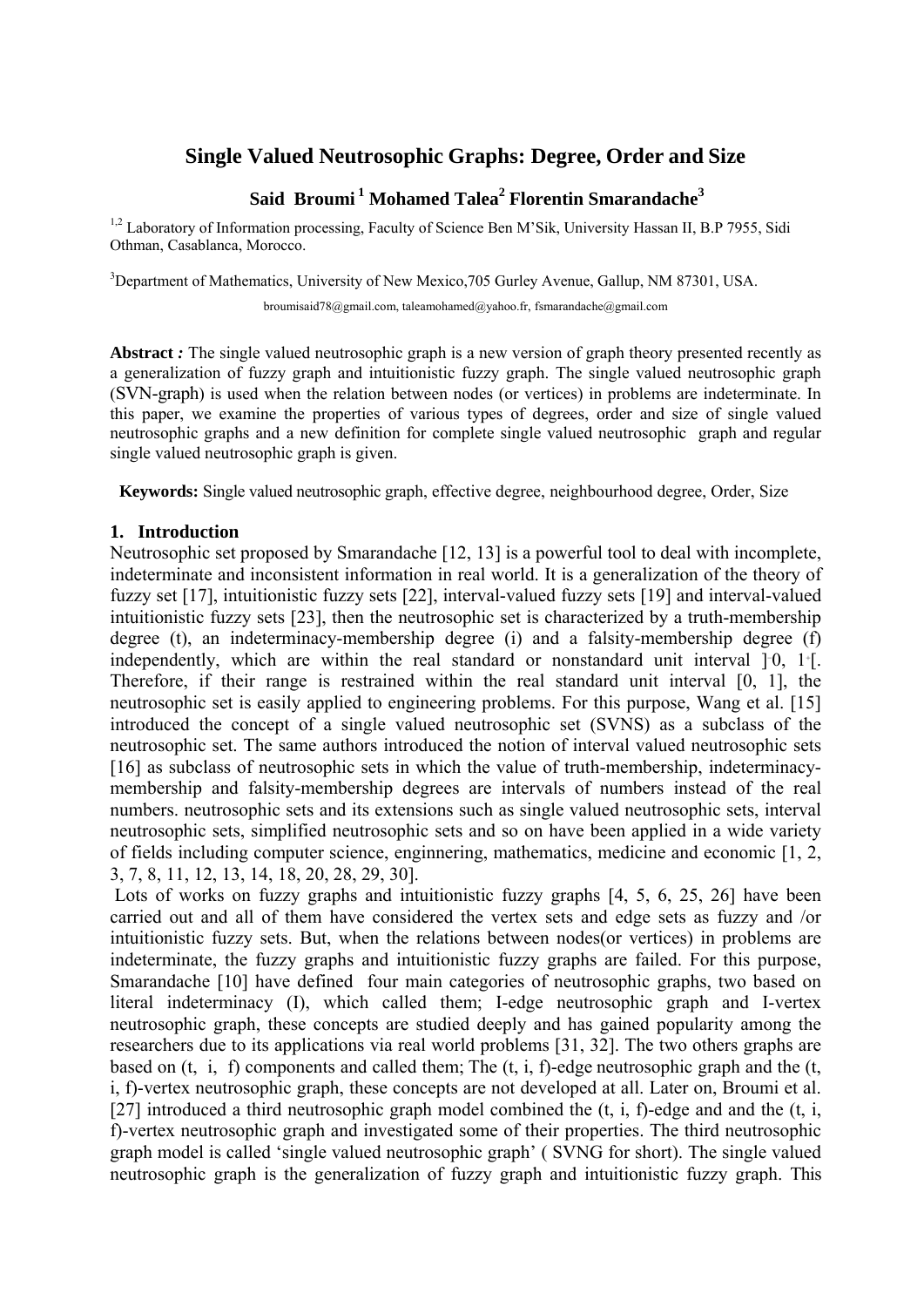# Single Valued Neutrosophic Graphs: Degree, Order and Size

**Said Broumi [1] Mohamed Talea[2] Florentin Smarandache[3]**

[1,2] Laboratory of Information processing, Faculty of Science Ben M'Sik, University Hassan II, B.P 7955, Sidi Othman, Casablanca, Morocco.

[3]Department of Mathematics, University of New Mexico,705 Gurley Avenue, Gallup, NM 87301, USA.

broumisaid78@gmail.com, taleamohamed@yahoo.fr, fsmarandache@gmail.com

**Abstract** *:* The single valued neutrosophic graph is a new version of graph theory presented recently as a generalization of fuzzy graph and intuitionistic fuzzy graph. The single valued neutrosophic graph (SVN-graph) is used when the relation between nodes (or vertices) in problems are indeterminate. In this paper, we examine the properties of various types of degrees, order and size of single valued neutrosophic graphs and a new definition for complete single valued neutrosophic graph and regular single valued neutrosophic graph is given.

**Keywords:** Single valued neutrosophic graph, effective degree, neighbourhood degree, Order, Size

## 1. Introduction

Neutrosophic set proposed by Smarandache [12, 13] is a powerful tool to deal with incomplete, indeterminate and inconsistent information in real world. It is a generalization of the theory of fuzzy set [17], intuitionistic fuzzy sets [22], interval-valued fuzzy sets [19] and interval-valued intuitionistic fuzzy sets [23], then the neutrosophic set is characterized by a truth-membership degree (t), an indeterminacy-membership degree (i) and a falsity-membership degree (f) independently, which are within the real standard or nonstandard unit interval $]^-0, 1^+[$. Therefore, if their range is restrained within the real standard unit interval [0, 1], the neutrosophic set is easily applied to engineering problems. For this purpose, Wang et al. [15] introduced the concept of a single valued neutrosophic set (SVNS) as a subclass of the neutrosophic set. The same authors introduced the notion of interval valued neutrosophic sets [16] as subclass of neutrosophic sets in which the value of truth-membership, indeterminacy-membership and falsity-membership degrees are intervals of numbers instead of the real numbers. neutrosophic sets and its extensions such as single valued neutrosophic sets, interval neutrosophic sets, simplified neutrosophic sets and so on have been applied in a wide variety of fields including computer science, enginnering, mathematics, medicine and economic [1, 2, 3, 7, 8, 11, 12, 13, 14, 18, 20, 28, 29, 30].

Lots of works on fuzzy graphs and intuitionistic fuzzy graphs [4, 5, 6, 25, 26] have been carried out and all of them have considered the vertex sets and edge sets as fuzzy and /or intuitionistic fuzzy sets. But, when the relations between nodes(or vertices) in problems are indeterminate, the fuzzy graphs and intuitionistic fuzzy graphs are failed. For this purpose, Smarandache [10] have defined four main categories of neutrosophic graphs, two based on literal indeterminacy (I), which called them; I-edge neutrosophic graph and I-vertex neutrosophic graph, these concepts are studied deeply and has gained popularity among the researchers due to its applications via real world problems [31, 32]. The two others graphs are based on (t, i, f) components and called them; The (t, i, f)-edge neutrosophic graph and the (t, i, f)-vertex neutrosophic graph, these concepts are not developed at all. Later on, Broumi et al. [27] introduced a third neutrosophic graph model combined the (t, i, f)-edge and and the (t, i, f)-vertex neutrosophic graph and investigated some of their properties. The third neutrosophic graph model is called 'single valued neutrosophic graph' ( SVNG for short). The single valued neutrosophic graph is the generalization of fuzzy graph and intuitionistic fuzzy graph. This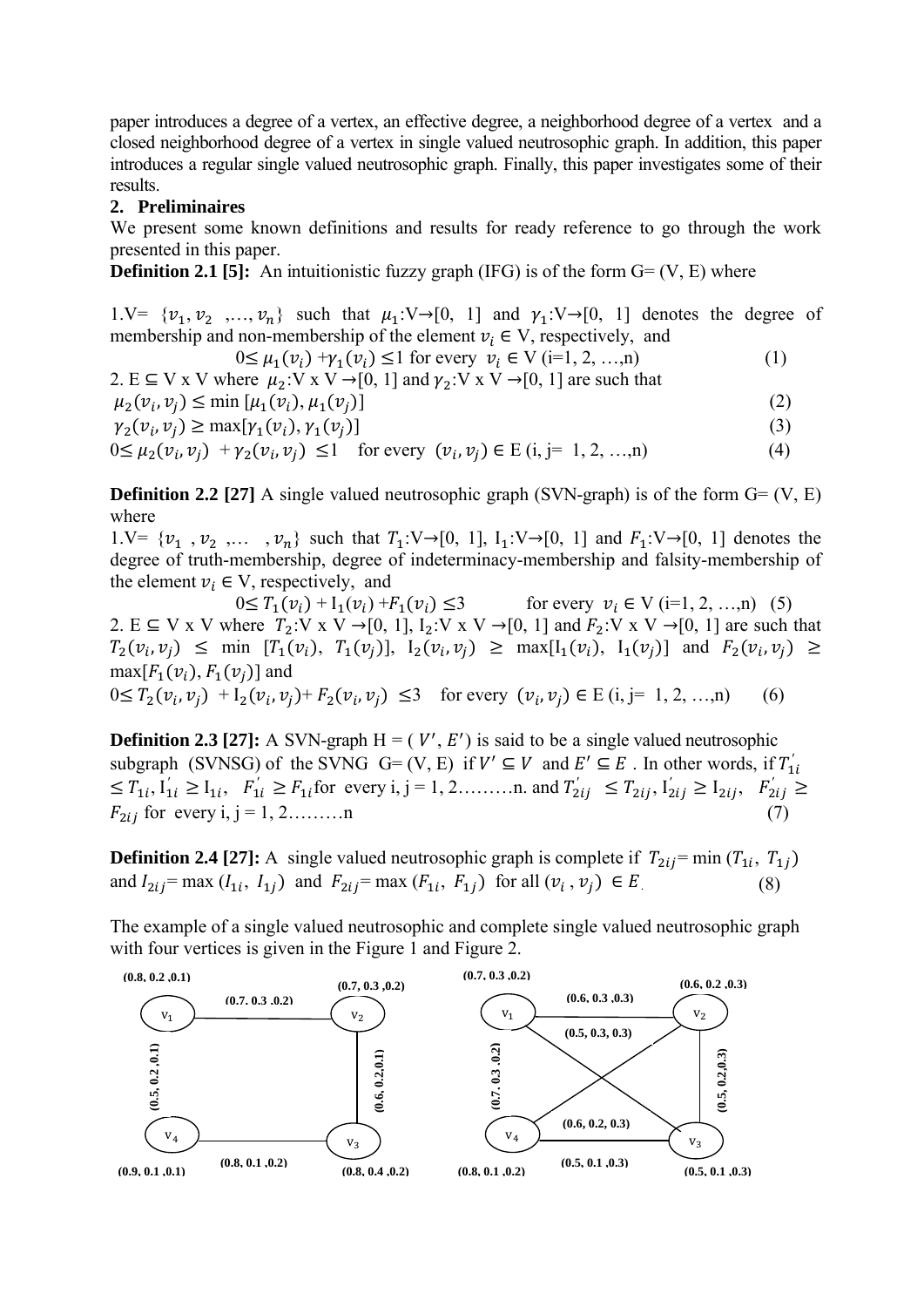paper introduces a degree of a vertex, an effective degree, a neighborhood degree of a vertex and a closed neighborhood degree of a vertex in single valued neutrosophic graph. In addition, this paper introduces a regular single valued neutrosophic graph. Finally, this paper investigates some of their results.

## 2. Preliminaires

We present some known definitions and results for ready reference to go through the work presented in this paper.

**Definition 2.1 [5]:** An intuitionistic fuzzy graph (IFG) is of the form G= (V, E) where

1.V= $\{v_1, v_2, \ldots, v_n\}$ such that $\mu_1$:V→[0, 1] and $\gamma_1$:V→[0, 1] denotes the degree of membership and non-membership of the element $v_i \in$ V, respectively, and

$$0 \leq \mu_1(v_i) + \gamma_1(v_i) \leq 1 \text{ for every } v_i \in \text{V (i=1, 2, …,n)} \quad (1)$$

2. E ⊆ V x V where $\mu_2$:V x V →[0, 1] and $\gamma_2$:V x V →[0, 1] are such that

$$\mu_2(v_i, v_j) \leq \min [\mu_1(v_i), \mu_1(v_j)] \quad (2)$$

$$\gamma_2(v_i, v_j) \geq \max[\gamma_1(v_i), \gamma_1(v_j)] \quad (3)$$

$$0 \leq \mu_2(v_i, v_j) + \gamma_2(v_i, v_j) \leq 1 \quad \text{for every } (v_i, v_j) \in \text{E (i, j= 1, 2, …,n)} \quad (4)$$

**Definition 2.2 [27]** A single valued neutrosophic graph (SVN-graph) is of the form G= (V, E) where

1.V= $\{v_1, v_2, \ldots, v_n\}$ such that $T_1$:V→[0, 1], $I_1$:V→[0, 1] and $F_1$:V→[0, 1] denotes the degree of truth-membership, degree of indeterminacy-membership and falsity-membership of the element $v_i \in$ V, respectively, and

$$0 \leq T_1(v_i) + I_1(v_i) + F_1(v_i) \leq 3 \quad \text{for every } v_i \in \text{V (i=1, 2, …,n)} \quad (5)$$

2. E ⊆ V x V where $T_2$:V x V →[0, 1], $I_2$:V x V →[0, 1] and $F_2$:V x V →[0, 1] are such that $T_2(v_i, v_j) \leq \min [T_1(v_i), T_1(v_j)]$, $I_2(v_i, v_j) \geq \max[I_1(v_i), I_1(v_j)]$ and $F_2(v_i, v_j) \geq \max[F_1(v_i), F_1(v_j)]$ and

$$0 \leq T_2(v_i, v_j) + I_2(v_i, v_j) + F_2(v_i, v_j) \leq 3 \quad \text{for every } (v_i, v_j) \in \text{E (i, j= 1, 2, …,n)} \quad (6)$$

**Definition 2.3 [27]:** A SVN-graph H = ($V'$, $E'$) is said to be a single valued neutrosophic subgraph (SVNSG) of the SVNG G= (V, E) if $V' \subseteq V$ and $E' \subseteq E$. In other words, if $T_{1i}^{'} \leq T_{1i}$, $I_{1i}^{'} \geq I_{1i}$, $F_{1i}^{'} \geq F_{1i}$ for every i, j = 1, 2………n. and $T_{2ij}^{'} \leq T_{2ij}$, $I_{2ij}^{'} \geq I_{2ij}$, $F_{2ij}^{'} \geq F_{2ij}$ for every i, j = 1, 2………n (7)

**Definition 2.4 [27]:** A single valued neutrosophic graph is complete if $T_{2ij}$= min ($T_{1i}$, $T_{1j}$) and $I_{2ij}$= max ($I_{1i}$, $I_{1j}$) and $F_{2ij}$= max ($F_{1i}$, $F_{1j}$) for all ($v_i$, $v_j$) $\in E$. (8)

The example of a single valued neutrosophic and complete single valued neutrosophic graph with four vertices is given in the Figure 1 and Figure 2.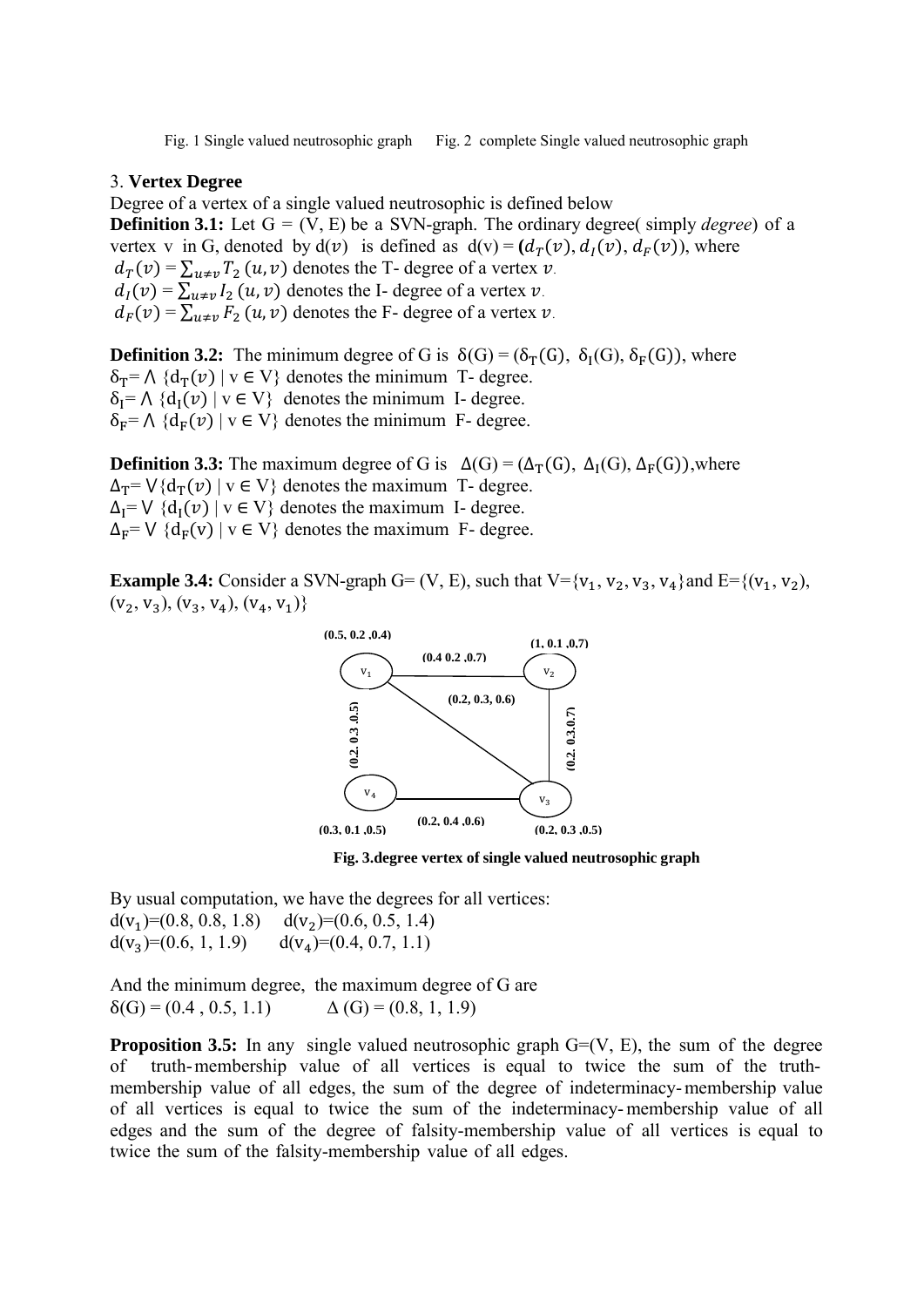Fig. 1 Single valued neutrosophic graph    Fig. 2 complete Single valued neutrosophic graph

## 3. **Vertex Degree**

Degree of a vertex of a single valued neutrosophic is defined below

**Definition 3.1:** Let G = (V, E) be a SVN-graph. The ordinary degree( simply *degree*) of a vertex v in G, denoted by $d(v)$ is defined as $d(v) = (d_T(v), d_I(v), d_F(v))$, where

$d_T(v) = \sum_{u \neq v} T_2\,(u, v)$ denotes the T- degree of a vertex $v$.

$d_I(v) = \sum_{u \neq v} I_2\,(u, v)$ denotes the I- degree of a vertex $v$.

$d_F(v) = \sum_{u \neq v} F_2\,(u, v)$ denotes the F- degree of a vertex $v$.

**Definition 3.2:** The minimum degree of G is $\delta(G) = (\delta_T(G),\ \delta_I(G), \delta_F(G))$, where

$\delta_T = \wedge\ \{d_T(v) \mid v \in V\}$ denotes the minimum T- degree.

$\delta_I = \wedge\ \{d_I(v) \mid v \in V\}$ denotes the minimum I- degree.

$\delta_F = \wedge\ \{d_F(v) \mid v \in V\}$ denotes the minimum F- degree.

**Definition 3.3:** The maximum degree of G is $\Delta(G) = (\Delta_T(G),\ \Delta_I(G), \Delta_F(G))$, where

$\Delta_T = \vee\{d_T(v) \mid v \in V\}$ denotes the maximum T- degree.

$\Delta_I = \vee\ \{d_I(v) \mid v \in V\}$ denotes the maximum I- degree.

$\Delta_F = \vee\ \{d_F(v) \mid v \in V\}$ denotes the maximum F- degree.

**Example 3.4:** Consider a SVN-graph G= (V, E), such that V={$v_1$, $v_2$, $v_3$, $v_4$}and E={($v_1$, $v_2$), ($v_2$, $v_3$), ($v_3$, $v_4$), ($v_4$, $v_1$)}

**Fig. 3.degree vertex of single valued neutrosophic graph**

By usual computation, we have the degrees for all vertices:

$d(v_1)$=(0.8, 0.8, 1.8)  $d(v_2)$=(0.6, 0.5, 1.4)

$d(v_3)$=(0.6, 1, 1.9)  $d(v_4)$=(0.4, 0.7, 1.1)

And the minimum degree, the maximum degree of G are

$\delta(G)$ = (0.4 , 0.5, 1.1)  $\Delta$ (G) = (0.8, 1, 1.9)

**Proposition 3.5:** In any single valued neutrosophic graph G=(V, E), the sum of the degree of truth-membership value of all vertices is equal to twice the sum of the truth-membership value of all edges, the sum of the degree of indeterminacy-membership value of all vertices is equal to twice the sum of the indeterminacy-membership value of all edges and the sum of the degree of falsity-membership value of all vertices is equal to twice the sum of the falsity-membership value of all edges.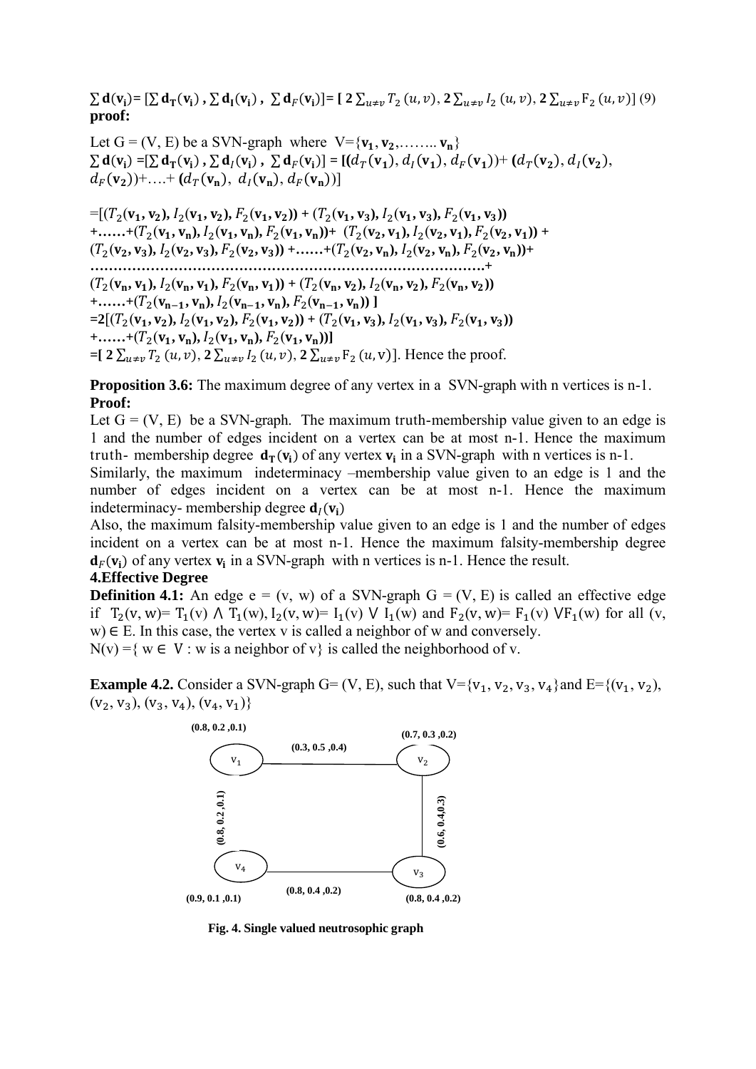$\sum \mathbf{d}(\mathbf{v_i})= [\sum \mathbf{d_T}(\mathbf{v_i}) , \sum \mathbf{d_I}(\mathbf{v_i}) , \sum \mathbf{d}_F(\mathbf{v_i})]=$ **[** $\mathbf{2}\sum_{u\neq v} T_2(u,v)$, $\mathbf{2}\sum_{u\neq v} I_2(u,v)$, $\mathbf{2}\sum_{u\neq v} \mathrm{F}_2(u,v)$] (9)

**proof:**

Let G = (V, E) be a SVN-graph where $V=\{\mathbf{v_1}, \mathbf{v_2}, \ldots\ldots \mathbf{v_n}\}$

$\sum \mathbf{d}(\mathbf{v_i}) =[\sum \mathbf{d_T}(\mathbf{v_i}) , \sum \mathbf{d}_I(\mathbf{v_i}) , \sum \mathbf{d}_F(\mathbf{v_i})] = [(d_T(\mathbf{v_1}), d_I(\mathbf{v_1}), d_F(\mathbf{v_1}))+ (d_T(\mathbf{v_2}), d_I(\mathbf{v_2}), d_F(\mathbf{v_2}))+\ldots+ (d_T(\mathbf{v_n}), d_I(\mathbf{v_n}), d_F(\mathbf{v_n}))]$

$=[(T_2(\mathbf{v_1},\mathbf{v_2}), I_2(\mathbf{v_1},\mathbf{v_2}), F_2(\mathbf{v_1},\mathbf{v_2})) + (T_2(\mathbf{v_1},\mathbf{v_3}), I_2(\mathbf{v_1},\mathbf{v_3}), F_2(\mathbf{v_1},\mathbf{v_3}))$
$+\ldots\ldots+(T_2(\mathbf{v_1},\mathbf{v_n}), I_2(\mathbf{v_1},\mathbf{v_n}), F_2(\mathbf{v_1},\mathbf{v_n}))+ (T_2(\mathbf{v_2},\mathbf{v_1}), I_2(\mathbf{v_2},\mathbf{v_1}), F_2(\mathbf{v_2},\mathbf{v_1})) +$
$(T_2(\mathbf{v_2},\mathbf{v_3}), I_2(\mathbf{v_2},\mathbf{v_3}), F_2(\mathbf{v_2},\mathbf{v_3})) +\ldots\ldots+(T_2(\mathbf{v_2},\mathbf{v_n}), I_2(\mathbf{v_2},\mathbf{v_n}), F_2(\mathbf{v_2},\mathbf{v_n}))+$
$\ldots\ldots\ldots\ldots\ldots\ldots\ldots\ldots\ldots\ldots\ldots\ldots\ldots\ldots\ldots\ldots\ldots\ldots\ldots\ldots\ldots\ldots\ldots\ldots+$
$(T_2(\mathbf{v_n},\mathbf{v_1}), I_2(\mathbf{v_n},\mathbf{v_1}), F_2(\mathbf{v_n},\mathbf{v_1})) + (T_2(\mathbf{v_n},\mathbf{v_2}), I_2(\mathbf{v_n},\mathbf{v_2}), F_2(\mathbf{v_n},\mathbf{v_2}))$
$+\ldots\ldots+(T_2(\mathbf{v_{n-1}},\mathbf{v_n}), I_2(\mathbf{v_{n-1}},\mathbf{v_n}), F_2(\mathbf{v_{n-1}},\mathbf{v_n}))\,]$
$=2[(T_2(\mathbf{v_1},\mathbf{v_2}), I_2(\mathbf{v_1},\mathbf{v_2}), F_2(\mathbf{v_1},\mathbf{v_2})) + (T_2(\mathbf{v_1},\mathbf{v_3}), I_2(\mathbf{v_1},\mathbf{v_3}), F_2(\mathbf{v_1},\mathbf{v_3}))$
$+\ldots\ldots+(T_2(\mathbf{v_1},\mathbf{v_n}), I_2(\mathbf{v_1},\mathbf{v_n}), F_2(\mathbf{v_1},\mathbf{v_n}))]$
$=[\,2\sum_{u\neq v} T_2(u,v), 2\sum_{u\neq v} I_2(u,v), 2\sum_{u\neq v} \mathrm{F}_2(u,\mathrm{v})]$. Hence the proof.

**Proposition 3.6:** The maximum degree of any vertex in a SVN-graph with n vertices is n-1.

**Proof:**

Let G = (V, E) be a SVN-graph. The maximum truth-membership value given to an edge is 1 and the number of edges incident on a vertex can be at most n-1. Hence the maximum truth- membership degree $\mathbf{d_T}(\mathbf{v_i})$ of any vertex $\mathbf{v_i}$ in a SVN-graph with n vertices is n-1.

Similarly, the maximum indeterminacy –membership value given to an edge is 1 and the number of edges incident on a vertex can be at most n-1. Hence the maximum indeterminacy- membership degree $\mathbf{d}_I(\mathbf{v_i})$

Also, the maximum falsity-membership value given to an edge is 1 and the number of edges incident on a vertex can be at most n-1. Hence the maximum falsity-membership degree $\mathbf{d}_F(\mathbf{v_i})$ of any vertex $\mathbf{v_i}$ in a SVN-graph with n vertices is n-1. Hence the result.

## 4.Effective Degree

**Definition 4.1:** An edge e = (v, w) of a SVN-graph G = (V, E) is called an effective edge if $\mathrm{T_2(v, w)= T_1(v) \wedge T_1(w), I_2(v, w)= I_1(v) \vee I_1(w)}$ and $\mathrm{F_2(v, w)= F_1(v) \vee F_1(w)}$ for all (v, w) $\in$ E. In this case, the vertex v is called a neighbor of w and conversely.

$\mathrm{N(v) =\{ w \in V : w}$ is a neighbor of v} is called the neighborhood of v.

**Example 4.2.** Consider a SVN-graph G= (V, E), such that $\mathrm{V=\{v_1, v_2, v_3, v_4\}}$and $\mathrm{E=\{(v_1, v_2), (v_2, v_3), (v_3, v_4), (v_4, v_1)\}}$

**Fig. 4. Single valued neutrosophic graph**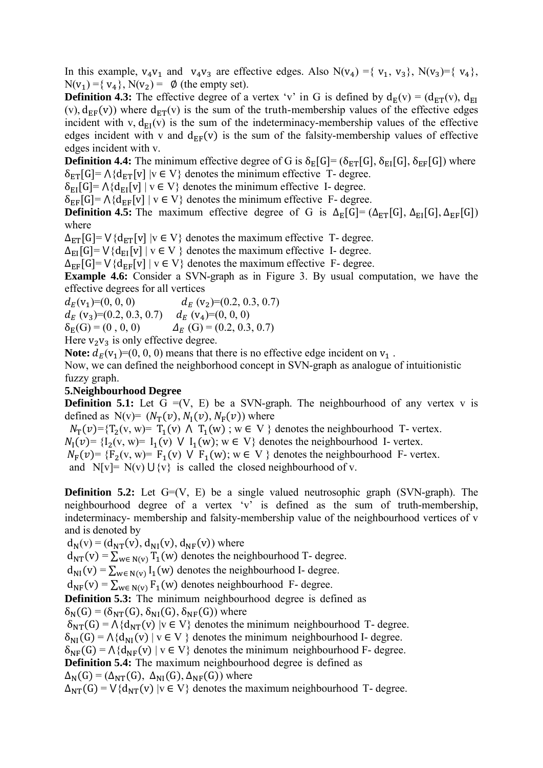In this example, $v_4v_1$ and $v_4v_3$ are effective edges. Also N($v_4$) ={ $v_1$, $v_3$}, N($v_3$)={ $v_4$}, N($v_1$) ={ $v_4$}, N($v_2$) = $\emptyset$ (the empty set).

**Definition 4.3:** The effective degree of a vertex 'v' in G is defined by $d_E(v) = (d_{ET}(v), d_{EI}(v), d_{EF}(v))$ where $d_{ET}(v)$ is the sum of the truth-membership values of the effective edges incident with v, $d_{EI}(v)$ is the sum of the indeterminacy-membership values of the effective edges incident with v and $d_{EF}(v)$ is the sum of the falsity-membership values of effective edges incident with v.

**Definition 4.4:** The minimum effective degree of G is $\delta_E[G]= (\delta_{ET}[G], \delta_{EI}[G], \delta_{EF}[G])$ where

$\delta_{ET}[G]= \wedge\{d_{ET}[v] \mid v \in V\}$ denotes the minimum effective T- degree.

$\delta_{EI}[G]= \wedge\{d_{EI}[v] \mid v \in V\}$ denotes the minimum effective I- degree.

$\delta_{EF}[G]= \wedge\{d_{EF}[v] \mid v \in V\}$ denotes the minimum effective F- degree.

**Definition 4.5:** The maximum effective degree of G is $\Delta_E[G]= (\Delta_{ET}[G], \Delta_{EI}[G], \Delta_{EF}[G])$ where

$\Delta_{ET}[G]= \vee\{d_{ET}[v] \mid v \in V\}$ denotes the maximum effective T- degree.

$\Delta_{EI}[G]= \vee\{d_{EI}[v] \mid v \in V\}$ denotes the maximum effective I- degree.

$\Delta_{EF}[G]= \vee\{d_{EF}[v] \mid v \in V\}$ denotes the maximum effective F- degree.

**Example 4.6:** Consider a SVN-graph as in Figure 3. By usual computation, we have the effective degrees for all vertices

$d_E(v_1)=(0, 0, 0)$ $\quad$ $d_E(v_2)=(0.2, 0.3, 0.7)$

$d_E(v_3)=(0.2, 0.3, 0.7)$ $\quad$ $d_E(v_4)=(0, 0, 0)$

$\delta_E(G) = (0 , 0, 0)$ $\quad$ $\Delta_E(G) = (0.2, 0.3, 0.7)$

Here $v_2v_3$ is only effective degree.

**Note:** $d_E(v_1)=(0, 0, 0)$ means that there is no effective edge incident on $v_1$ .

Now, we can defined the neighborhood concept in SVN-graph as analogue of intuitionistic fuzzy graph.

## 5.Neighbourhood Degree

**Definition 5.1:** Let G =(V, E) be a SVN-graph. The neighbourhood of any vertex v is defined as $N(v)= (N_T(v), N_I(v), N_F(v))$ where

$N_T(v)=\{T_2(v, w)= T_1(v) \wedge T_1(w) \,;\, w \in V\}$ denotes the neighbourhood T- vertex.

$N_I(v)= \{I_2(v, w)= I_1(v) \vee I_1(w); w \in V\}$ denotes the neighbourhood I- vertex.

$N_F(v)= \{F_2(v, w)= F_1(v) \vee F_1(w); w \in V\}$ denotes the neighbourhood F- vertex.

and $N[v]= N(v) \cup \{v\}$ is called the closed neighbourhood of v.

**Definition 5.2:** Let G=(V, E) be a single valued neutrosophic graph (SVN-graph). The neighbourhood degree of a vertex 'v' is defined as the sum of truth-membership, indeterminacy- membership and falsity-membership value of the neighbourhood vertices of v and is denoted by

$d_N(v) = (d_{NT}(v), d_{NI}(v), d_{NF}(v))$ where

$d_{NT}(v) = \sum_{w\in N(v)} T_1(w)$ denotes the neighbourhood T- degree.

$d_{NI}(v) = \sum_{w\in N(v)} I_1(w)$ denotes the neighbourhood I- degree.

$d_{NF}(v) = \sum_{w\in N(v)} F_1(w)$ denotes neighbourhood F- degree.

**Definition 5.3:** The minimum neighbourhood degree is defined as

$\delta_N(G) = (\delta_{NT}(G), \delta_{NI}(G), \delta_{NF}(G))$ where

$\delta_{NT}(G) = \wedge\{d_{NT}(v) \mid v \in V\}$ denotes the minimum neighbourhood T- degree.

$\delta_{NI}(G) = \wedge\{d_{NI}(v) \mid v \in V\}$ denotes the minimum neighbourhood I- degree.

$\delta_{NF}(G) = \wedge\{d_{NF}(v) \mid v \in V\}$ denotes the minimum neighbourhood F- degree.

**Definition 5.4:** The maximum neighbourhood degree is defined as

$\Delta_N(G) = (\Delta_{NT}(G), \Delta_{NI}(G), \Delta_{NF}(G))$ where

$\Delta_{NT}(G) = \vee\{d_{NT}(v) \mid v \in V\}$ denotes the maximum neighbourhood T- degree.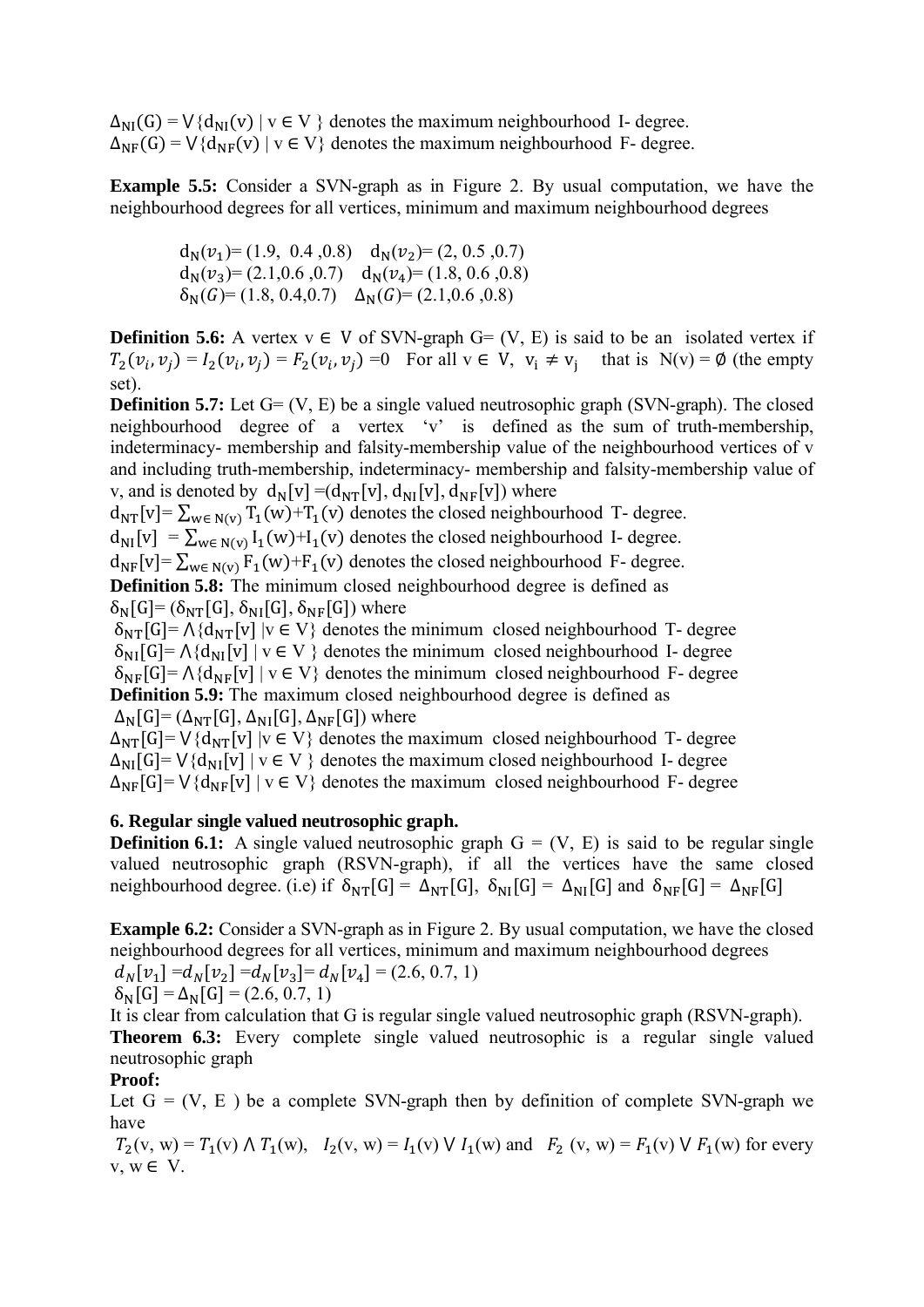$\Delta_{NI}(G) = \vee\{d_{NI}(v) \mid v \in V\}$ denotes the maximum neighbourhood I- degree.
$\Delta_{NF}(G) = \vee\{d_{NF}(v) \mid v \in V\}$ denotes the maximum neighbourhood F- degree.

**Example 5.5:** Consider a SVN-graph as in Figure 2. By usual computation, we have the neighbourhood degrees for all vertices, minimum and maximum neighbourhood degrees

$d_N(v_1)= (1.9, 0.4, 0.8)$  $d_N(v_2)= (2, 0.5, 0.7)$
$d_N(v_3)= (2.1, 0.6, 0.7)$  $d_N(v_4)= (1.8, 0.6, 0.8)$
$\delta_N(G)= (1.8, 0.4, 0.7)$  $\Delta_N(G)= (2.1, 0.6, 0.8)$

**Definition 5.6:** A vertex $v \in V$ of SVN-graph G= (V, E) is said to be an isolated vertex if $T_2(v_i, v_j) = I_2(v_i, v_j) = F_2(v_i, v_j) = 0$ For all $v \in V$, $v_i \neq v_j$ that is $N(v) = \emptyset$ (the empty set).

**Definition 5.7:** Let G= (V, E) be a single valued neutrosophic graph (SVN-graph). The closed neighbourhood degree of a vertex 'v' is defined as the sum of truth-membership, indeterminacy- membership and falsity-membership value of the neighbourhood vertices of v and including truth-membership, indeterminacy- membership and falsity-membership value of v, and is denoted by $d_N[v] = (d_{NT}[v], d_{NI}[v], d_{NF}[v])$ where

$d_{NT}[v]= \sum_{w \in N(v)} T_1(w)+T_1(v)$ denotes the closed neighbourhood T- degree.
$d_{NI}[v] = \sum_{w \in N(v)} I_1(w)+I_1(v)$ denotes the closed neighbourhood I- degree.
$d_{NF}[v]= \sum_{w \in N(v)} F_1(w)+F_1(v)$ denotes the closed neighbourhood F- degree.

**Definition 5.8:** The minimum closed neighbourhood degree is defined as
$\delta_N[G]= (\delta_{NT}[G], \delta_{NI}[G], \delta_{NF}[G])$ where
$\delta_{NT}[G]= \wedge\{d_{NT}[v] \mid v \in V\}$ denotes the minimum closed neighbourhood T- degree
$\delta_{NI}[G]= \wedge\{d_{NI}[v] \mid v \in V\}$ denotes the minimum closed neighbourhood I- degree
$\delta_{NF}[G]= \wedge\{d_{NF}[v] \mid v \in V\}$ denotes the minimum closed neighbourhood F- degree

**Definition 5.9:** The maximum closed neighbourhood degree is defined as
$\Delta_N[G]= (\Delta_{NT}[G], \Delta_{NI}[G], \Delta_{NF}[G])$ where
$\Delta_{NT}[G]= \vee\{d_{NT}[v] \mid v \in V\}$ denotes the maximum closed neighbourhood T- degree
$\Delta_{NI}[G]= \vee\{d_{NI}[v] \mid v \in V\}$ denotes the maximum closed neighbourhood I- degree
$\Delta_{NF}[G]= \vee\{d_{NF}[v] \mid v \in V\}$ denotes the maximum closed neighbourhood F- degree

## 6. Regular single valued neutrosophic graph.

**Definition 6.1:** A single valued neutrosophic graph G = (V, E) is said to be regular single valued neutrosophic graph (RSVN-graph), if all the vertices have the same closed neighbourhood degree. (i.e) if $\delta_{NT}[G] = \Delta_{NT}[G]$, $\delta_{NI}[G] = \Delta_{NI}[G]$ and $\delta_{NF}[G] = \Delta_{NF}[G]$

**Example 6.2:** Consider a SVN-graph as in Figure 2. By usual computation, we have the closed neighbourhood degrees for all vertices, minimum and maximum neighbourhood degrees
$d_N[v_1] = d_N[v_2] = d_N[v_3] = d_N[v_4] = (2.6, 0.7, 1)$
$\delta_N[G] = \Delta_N[G] = (2.6, 0.7, 1)$
It is clear from calculation that G is regular single valued neutrosophic graph (RSVN-graph).

**Theorem 6.3:** Every complete single valued neutrosophic is a regular single valued neutrosophic graph

**Proof:**
Let G = (V, E ) be a complete SVN-graph then by definition of complete SVN-graph we have
$T_2(v, w) = T_1(v) \wedge T_1(w)$, $I_2(v, w) = I_1(v) \vee I_1(w)$ and $F_2(v, w) = F_1(v) \vee F_1(w)$ for every $v, w \in V$.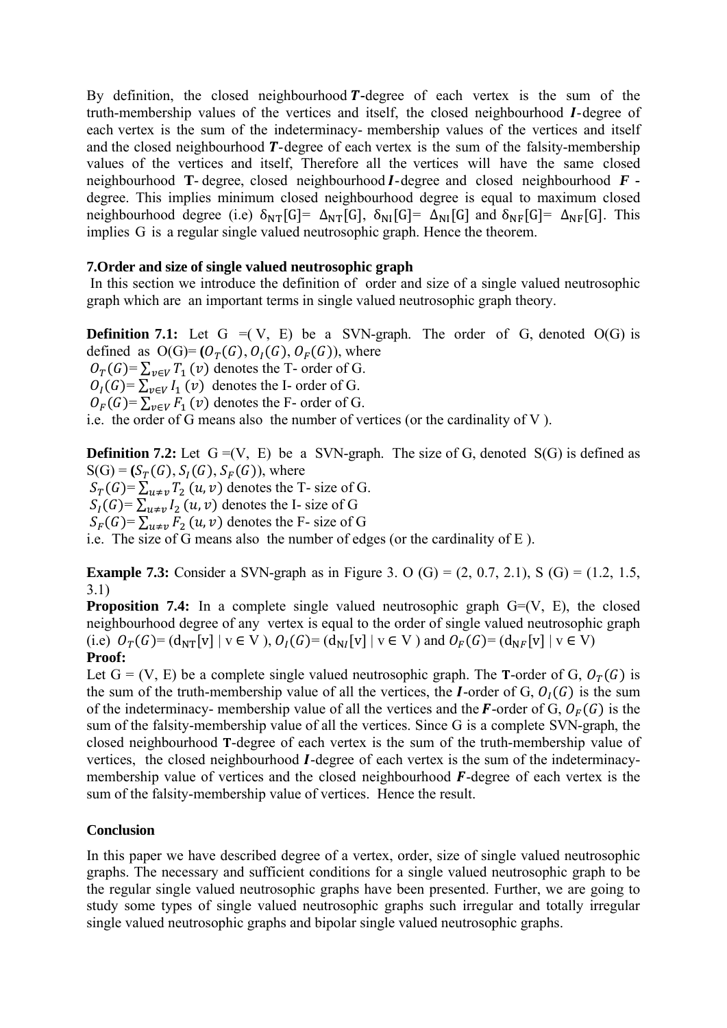By definition, the closed neighbourhood $\boldsymbol{T}$-degree of each vertex is the sum of the truth-membership values of the vertices and itself, the closed neighbourhood $\boldsymbol{I}$-degree of each vertex is the sum of the indeterminacy- membership values of the vertices and itself and the closed neighbourhood $\boldsymbol{T}$-degree of each vertex is the sum of the falsity-membership values of the vertices and itself, Therefore all the vertices will have the same closed neighbourhood **T**- degree, closed neighbourhood $\boldsymbol{I}$-degree and closed neighbourhood $\boldsymbol{F}$ - degree. This implies minimum closed neighbourhood degree is equal to maximum closed neighbourhood degree (i.e) $\delta_{NT}[G]= \Delta_{NT}[G]$, $\delta_{NI}[G]= \Delta_{NI}[G]$ and $\delta_{NF}[G]= \Delta_{NF}[G]$. This implies G is a regular single valued neutrosophic graph. Hence the theorem.

## 7.Order and size of single valued neutrosophic graph

In this section we introduce the definition of order and size of a single valued neutrosophic graph which are an important terms in single valued neutrosophic graph theory.

**Definition 7.1:** Let G =( V, E) be a SVN-graph. The order of G, denoted O(G) is defined as O(G)= $(O_T(G), O_I(G), O_F(G))$, where

$O_T(G)= \sum_{v \in V} T_1(v)$ denotes the T- order of G.

$O_I(G)= \sum_{v \in V} I_1(v)$ denotes the I- order of G.

$O_F(G)= \sum_{v \in V} F_1(v)$ denotes the F- order of G.

i.e. the order of G means also the number of vertices (or the cardinality of V ).

**Definition 7.2:** Let G =(V, E) be a SVN-graph. The size of G, denoted S(G) is defined as S(G) = $(S_T(G), S_I(G), S_F(G))$, where

$S_T(G)= \sum_{u \neq v} T_2(u, v)$ denotes the T- size of G.

$S_I(G)= \sum_{u \neq v} I_2(u, v)$ denotes the I- size of G

$S_F(G)= \sum_{u \neq v} F_2(u, v)$ denotes the F- size of G

i.e. The size of G means also the number of edges (or the cardinality of E ).

**Example 7.3:** Consider a SVN-graph as in Figure 3. O (G) = (2, 0.7, 2.1), S (G) = (1.2, 1.5, 3.1)

**Proposition 7.4:** In a complete single valued neutrosophic graph G=(V, E), the closed neighbourhood degree of any vertex is equal to the order of single valued neutrosophic graph (i.e) $O_T(G)= (d_{NT}[v] \mid v \in V)$, $O_I(G)= (d_{NI}[v] \mid v \in V)$ and $O_F(G)= (d_{NF}[v] \mid v \in V)$

**Proof:**

Let G = (V, E) be a complete single valued neutrosophic graph. The **T**-order of G, $O_T(G)$ is the sum of the truth-membership value of all the vertices, the $\boldsymbol{I}$-order of G, $O_I(G)$ is the sum of the indeterminacy- membership value of all the vertices and the $\boldsymbol{F}$-order of G, $O_F(G)$ is the sum of the falsity-membership value of all the vertices. Since G is a complete SVN-graph, the closed neighbourhood **T**-degree of each vertex is the sum of the truth-membership value of vertices, the closed neighbourhood $\boldsymbol{I}$-degree of each vertex is the sum of the indeterminacy-membership value of vertices and the closed neighbourhood $\boldsymbol{F}$-degree of each vertex is the sum of the falsity-membership value of vertices. Hence the result.

## Conclusion

In this paper we have described degree of a vertex, order, size of single valued neutrosophic graphs. The necessary and sufficient conditions for a single valued neutrosophic graph to be the regular single valued neutrosophic graphs have been presented. Further, we are going to study some types of single valued neutrosophic graphs such irregular and totally irregular single valued neutrosophic graphs and bipolar single valued neutrosophic graphs.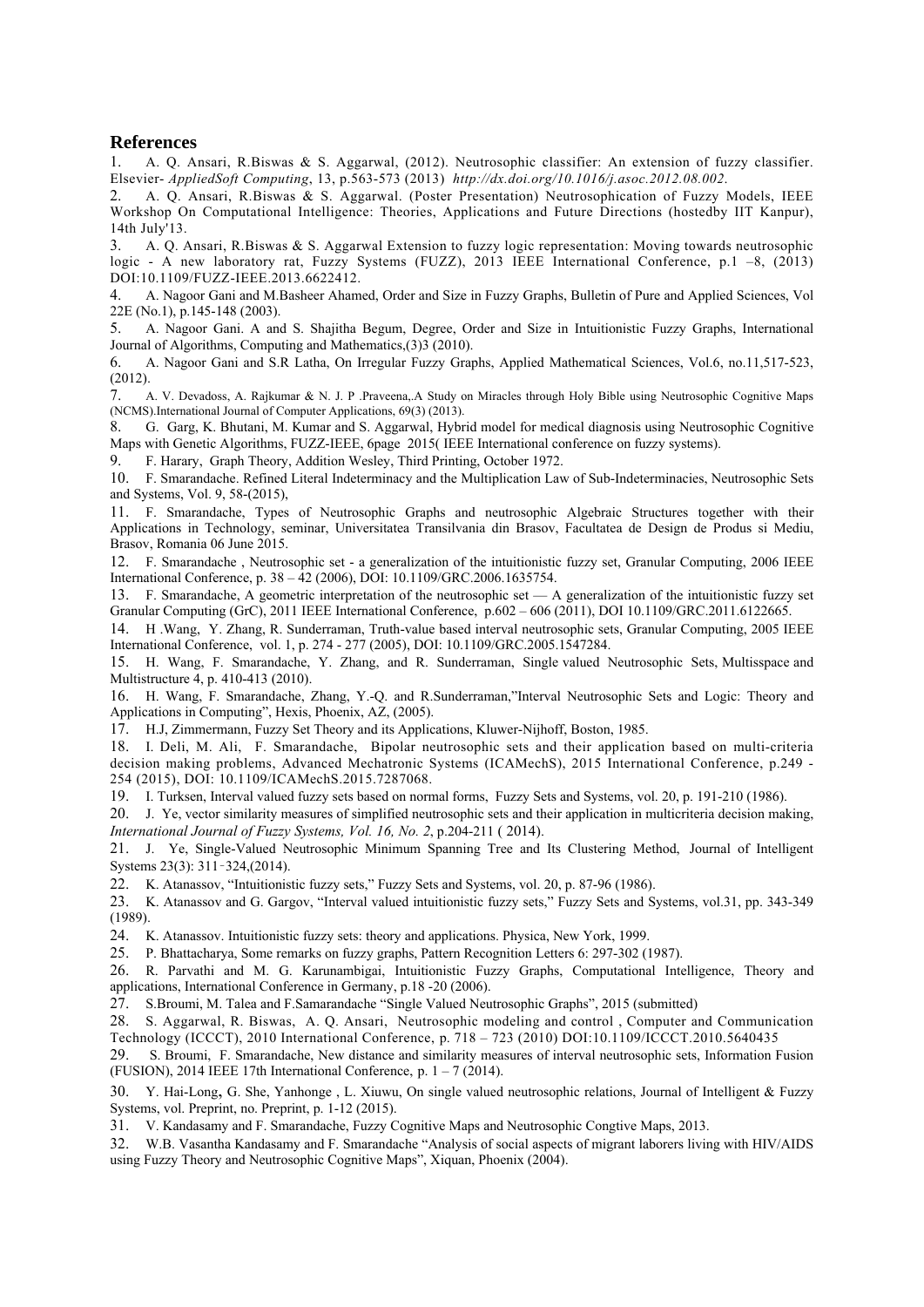## References

1. A. Q. Ansari, R.Biswas & S. Aggarwal, (2012). Neutrosophic classifier: An extension of fuzzy classifier. Elsevier- *AppliedSoft Computing*, 13, p.563-573 (2013) *http://dx.doi.org/10.1016/j.asoc.2012.08.002*.
2. A. Q. Ansari, R.Biswas & S. Aggarwal. (Poster Presentation) Neutrosophication of Fuzzy Models, IEEE Workshop On Computational Intelligence: Theories, Applications and Future Directions (hostedby IIT Kanpur), 14th July'13.
3. A. Q. Ansari, R.Biswas & S. Aggarwal Extension to fuzzy logic representation: Moving towards neutrosophic logic - A new laboratory rat, Fuzzy Systems (FUZZ), 2013 IEEE International Conference, p.1 –8, (2013) DOI:10.1109/FUZZ-IEEE.2013.6622412.
4. A. Nagoor Gani and M.Basheer Ahamed, Order and Size in Fuzzy Graphs, Bulletin of Pure and Applied Sciences, Vol 22E (No.1), p.145-148 (2003).
5. A. Nagoor Gani. A and S. Shajitha Begum, Degree, Order and Size in Intuitionistic Fuzzy Graphs, International Journal of Algorithms, Computing and Mathematics,(3)3 (2010).
6. A. Nagoor Gani and S.R Latha, On Irregular Fuzzy Graphs, Applied Mathematical Sciences, Vol.6, no.11,517-523, (2012).
7. A. V. Devadoss, A. Rajkumar & N. J. P .Praveena,.A Study on Miracles through Holy Bible using Neutrosophic Cognitive Maps (NCMS).International Journal of Computer Applications, 69(3) (2013).
8. G. Garg, K. Bhutani, M. Kumar and S. Aggarwal, Hybrid model for medical diagnosis using Neutrosophic Cognitive Maps with Genetic Algorithms, FUZZ-IEEE, 6page 2015( IEEE International conference on fuzzy systems).
9. F. Harary, Graph Theory, Addition Wesley, Third Printing, October 1972.
10. F. Smarandache. Refined Literal Indeterminacy and the Multiplication Law of Sub-Indeterminacies, Neutrosophic Sets and Systems, Vol. 9, 58-(2015),
11. F. Smarandache, Types of Neutrosophic Graphs and neutrosophic Algebraic Structures together with their Applications in Technology, seminar, Universitatea Transilvania din Brasov, Facultatea de Design de Produs si Mediu, Brasov, Romania 06 June 2015.
12. F. Smarandache , Neutrosophic set - a generalization of the intuitionistic fuzzy set, Granular Computing, 2006 IEEE International Conference, p. 38 – 42 (2006), DOI: 10.1109/GRC.2006.1635754.
13. F. Smarandache, A geometric interpretation of the neutrosophic set — A generalization of the intuitionistic fuzzy set Granular Computing (GrC), 2011 IEEE International Conference, p.602 – 606 (2011), DOI 10.1109/GRC.2011.6122665.
14. H .Wang, Y. Zhang, R. Sunderraman, Truth-value based interval neutrosophic sets, Granular Computing, 2005 IEEE International Conference, vol. 1, p. 274 - 277 (2005), DOI: 10.1109/GRC.2005.1547284.
15. H. Wang, F. Smarandache, Y. Zhang, and R. Sunderraman, Single valued Neutrosophic Sets, Multisspace and Multistructure 4, p. 410-413 (2010).
16. H. Wang, F. Smarandache, Zhang, Y.-Q. and R.Sunderraman,"Interval Neutrosophic Sets and Logic: Theory and Applications in Computing", Hexis, Phoenix, AZ, (2005).
17. H.J, Zimmermann, Fuzzy Set Theory and its Applications, Kluwer-Nijhoff, Boston, 1985.
18. I. Deli, M. Ali, F. Smarandache, Bipolar neutrosophic sets and their application based on multi-criteria decision making problems, Advanced Mechatronic Systems (ICAMechS), 2015 International Conference, p.249 - 254 (2015), DOI: 10.1109/ICAMechS.2015.7287068.
19. I. Turksen, Interval valued fuzzy sets based on normal forms, Fuzzy Sets and Systems, vol. 20, p. 191-210 (1986).
20. J. Ye, vector similarity measures of simplified neutrosophic sets and their application in multicriteria decision making, *International Journal of Fuzzy Systems, Vol. 16, No. 2*, p.204-211 ( 2014).
21. J. Ye, Single-Valued Neutrosophic Minimum Spanning Tree and Its Clustering Method, Journal of Intelligent Systems 23(3): 311–324,(2014).
22. K. Atanassov, "Intuitionistic fuzzy sets," Fuzzy Sets and Systems, vol. 20, p. 87-96 (1986).
23. K. Atanassov and G. Gargov, "Interval valued intuitionistic fuzzy sets," Fuzzy Sets and Systems, vol.31, pp. 343-349 (1989).
24. K. Atanassov. Intuitionistic fuzzy sets: theory and applications. Physica, New York, 1999.
25. P. Bhattacharya, Some remarks on fuzzy graphs, Pattern Recognition Letters 6: 297-302 (1987).
26. R. Parvathi and M. G. Karunambigai, Intuitionistic Fuzzy Graphs, Computational Intelligence, Theory and applications, International Conference in Germany, p.18 -20 (2006).
27. S.Broumi, M. Talea and F.Samarandache "Single Valued Neutrosophic Graphs", 2015 (submitted)
28. S. Aggarwal, R. Biswas, A. Q. Ansari, Neutrosophic modeling and control , Computer and Communication Technology (ICCCT), 2010 International Conference, p. 718 – 723 (2010) DOI:10.1109/ICCCT.2010.5640435
29. S. Broumi, F. Smarandache, New distance and similarity measures of interval neutrosophic sets, Information Fusion (FUSION), 2014 IEEE 17th International Conference, p. 1 – 7 (2014).
30. Y. Hai-Long**,** G. She, Yanhonge , L. Xiuwu, On single valued neutrosophic relations, Journal of Intelligent & Fuzzy Systems, vol. Preprint, no. Preprint, p. 1-12 (2015).
31. V. Kandasamy and F. Smarandache, Fuzzy Cognitive Maps and Neutrosophic Congtive Maps, 2013.
32. W.B. Vasantha Kandasamy and F. Smarandache "Analysis of social aspects of migrant laborers living with HIV/AIDS using Fuzzy Theory and Neutrosophic Cognitive Maps", Xiquan, Phoenix (2004).